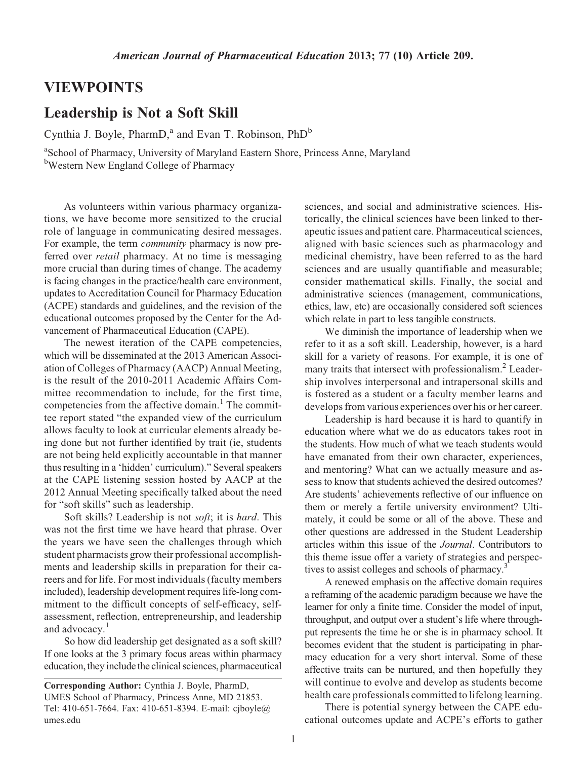## VIEWPOINTS

# Leadership is Not a Soft Skill

Cynthia J. Boyle, PharmD,[a] and Evan T. Robinson, PhD[b]

[a]School of Pharmacy, University of Maryland Eastern Shore, Princess Anne, Maryland
[b]Western New England College of Pharmacy

As volunteers within various pharmacy organizations, we have become more sensitized to the crucial role of language in communicating desired messages. For example, the term *community* pharmacy is now preferred over *retail* pharmacy. At no time is messaging more crucial than during times of change. The academy is facing changes in the practice/health care environment, updates to Accreditation Council for Pharmacy Education (ACPE) standards and guidelines, and the revision of the educational outcomes proposed by the Center for the Advancement of Pharmaceutical Education (CAPE).

The newest iteration of the CAPE competencies, which will be disseminated at the 2013 American Association of Colleges of Pharmacy (AACP) Annual Meeting, is the result of the 2010-2011 Academic Affairs Committee recommendation to include, for the first time, competencies from the affective domain.[1] The committee report stated "the expanded view of the curriculum allows faculty to look at curricular elements already being done but not further identified by trait (ie, students are not being held explicitly accountable in that manner thus resulting in a 'hidden' curriculum)." Several speakers at the CAPE listening session hosted by AACP at the 2012 Annual Meeting specifically talked about the need for "soft skills" such as leadership.

Soft skills? Leadership is not *soft*; it is *hard*. This was not the first time we have heard that phrase. Over the years we have seen the challenges through which student pharmacists grow their professional accomplishments and leadership skills in preparation for their careers and for life. For most individuals (faculty members included), leadership development requires life-long commitment to the difficult concepts of self-efficacy, self-assessment, reflection, entrepreneurship, and leadership and advocacy.[1]

So how did leadership get designated as a soft skill? If one looks at the 3 primary focus areas within pharmacy education, they include the clinical sciences, pharmaceutical sciences, and social and administrative sciences. Historically, the clinical sciences have been linked to therapeutic issues and patient care. Pharmaceutical sciences, aligned with basic sciences such as pharmacology and medicinal chemistry, have been referred to as the hard sciences and are usually quantifiable and measurable; consider mathematical skills. Finally, the social and administrative sciences (management, communications, ethics, law, etc) are occasionally considered soft sciences which relate in part to less tangible constructs.

We diminish the importance of leadership when we refer to it as a soft skill. Leadership, however, is a hard skill for a variety of reasons. For example, it is one of many traits that intersect with professionalism.[2] Leadership involves interpersonal and intrapersonal skills and is fostered as a student or a faculty member learns and develops from various experiences over his or her career.

Leadership is hard because it is hard to quantify in education where what we do as educators takes root in the students. How much of what we teach students would have emanated from their own character, experiences, and mentoring? What can we actually measure and assess to know that students achieved the desired outcomes? Are students' achievements reflective of our influence on them or merely a fertile university environment? Ultimately, it could be some or all of the above. These and other questions are addressed in the Student Leadership articles within this issue of the *Journal*. Contributors to this theme issue offer a variety of strategies and perspectives to assist colleges and schools of pharmacy.[3]

A renewed emphasis on the affective domain requires a reframing of the academic paradigm because we have the learner for only a finite time. Consider the model of input, throughput, and output over a student's life where throughput represents the time he or she is in pharmacy school. It becomes evident that the student is participating in pharmacy education for a very short interval. Some of these affective traits can be nurtured, and then hopefully they will continue to evolve and develop as students become health care professionals committed to lifelong learning.

There is potential synergy between the CAPE educational outcomes update and ACPE's efforts to gather

**Corresponding Author:** Cynthia J. Boyle, PharmD, UMES School of Pharmacy, Princess Anne, MD 21853. Tel: 410-651-7664. Fax: 410-651-8394. E-mail: cjboyle@umes.edu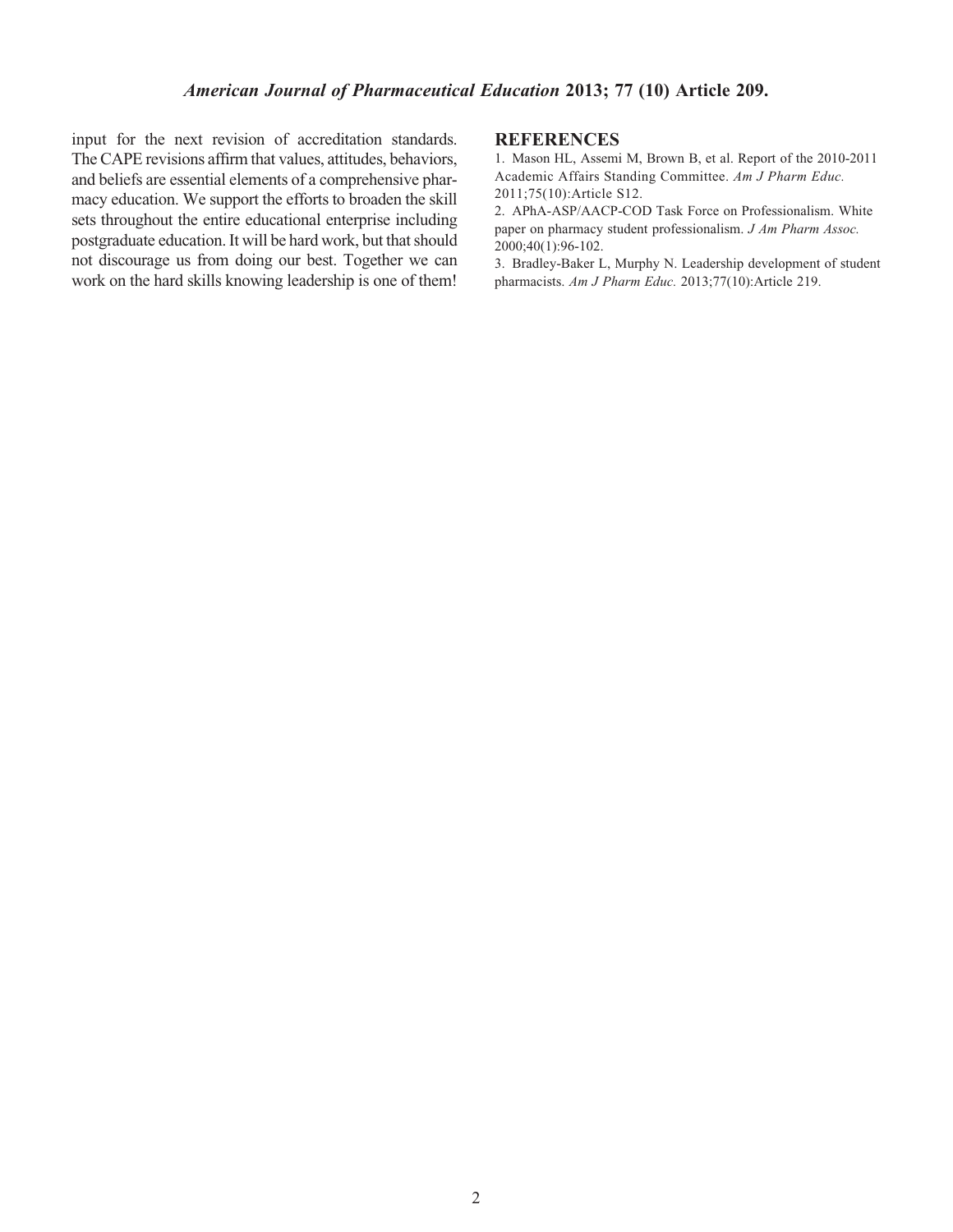input for the next revision of accreditation standards. The CAPE revisions affirm that values, attitudes, behaviors, and beliefs are essential elements of a comprehensive pharmacy education. We support the efforts to broaden the skill sets throughout the entire educational enterprise including postgraduate education. It will be hard work, but that should not discourage us from doing our best. Together we can work on the hard skills knowing leadership is one of them!

## REFERENCES

1. Mason HL, Assemi M, Brown B, et al. Report of the 2010-2011 Academic Affairs Standing Committee. *Am J Pharm Educ.* 2011;75(10):Article S12.
2. APhA-ASP/AACP-COD Task Force on Professionalism. White paper on pharmacy student professionalism. *J Am Pharm Assoc.* 2000;40(1):96-102.
3. Bradley-Baker L, Murphy N. Leadership development of student pharmacists. *Am J Pharm Educ.* 2013;77(10):Article 219.